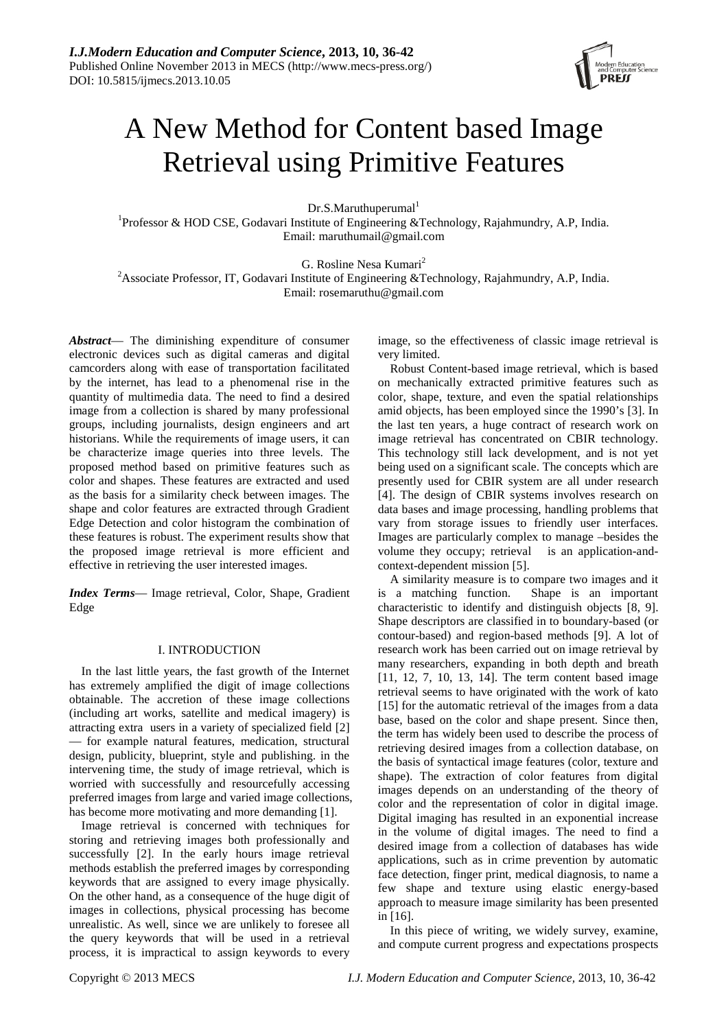# A New Method for Content based Image Retrieval using Primitive Features

Dr.S.Maruthuperumal[1]

[1]Professor & HOD CSE, Godavari Institute of Engineering &Technology, Rajahmundry, A.P, India.
Email: maruthumail@gmail.com

G. Rosline Nesa Kumari[2]

[2]Associate Professor, IT, Godavari Institute of Engineering &Technology, Rajahmundry, A.P, India.
Email: rosemaruthu@gmail.com

***Abstract*** — The diminishing expenditure of consumer electronic devices such as digital cameras and digital camcorders along with ease of transportation facilitated by the internet, has lead to a phenomenal rise in the quantity of multimedia data. The need to find a desired image from a collection is shared by many professional groups, including journalists, design engineers and art historians. While the requirements of image users, it can be characterize image queries into three levels. The proposed method based on primitive features such as color and shapes. These features are extracted and used as the basis for a similarity check between images. The shape and color features are extracted through Gradient Edge Detection and color histogram the combination of these features is robust. The experiment results show that the proposed image retrieval is more efficient and effective in retrieving the user interested images.

***Index Terms*** — Image retrieval, Color, Shape, Gradient Edge

## I. INTRODUCTION

In the last little years, the fast growth of the Internet has extremely amplified the digit of image collections obtainable. The accretion of these image collections (including art works, satellite and medical imagery) is attracting extra users in a variety of specialized field [2] — for example natural features, medication, structural design, publicity, blueprint, style and publishing. in the intervening time, the study of image retrieval, which is worried with successfully and resourcefully accessing preferred images from large and varied image collections, has become more motivating and more demanding [1].

Image retrieval is concerned with techniques for storing and retrieving images both professionally and successfully [2]. In the early hours image retrieval methods establish the preferred images by corresponding keywords that are assigned to every image physically. On the other hand, as a consequence of the huge digit of images in collections, physical processing has become unrealistic. As well, since we are unlikely to foresee all the query keywords that will be used in a retrieval process, it is impractical to assign keywords to every image, so the effectiveness of classic image retrieval is very limited.

Robust Content-based image retrieval, which is based on mechanically extracted primitive features such as color, shape, texture, and even the spatial relationships amid objects, has been employed since the 1990's [3]. In the last ten years, a huge contract of research work on image retrieval has concentrated on CBIR technology. This technology still lack development, and is not yet being used on a significant scale. The concepts which are presently used for CBIR system are all under research [4]. The design of CBIR systems involves research on data bases and image processing, handling problems that vary from storage issues to friendly user interfaces. Images are particularly complex to manage –besides the volume they occupy; retrieval is an application-and-context-dependent mission [5].

A similarity measure is to compare two images and it is a matching function. Shape is an important characteristic to identify and distinguish objects [8, 9]. Shape descriptors are classified in to boundary-based (or contour-based) and region-based methods [9]. A lot of research work has been carried out on image retrieval by many researchers, expanding in both depth and breath [11, 12, 7, 10, 13, 14]. The term content based image retrieval seems to have originated with the work of kato [15] for the automatic retrieval of the images from a data base, based on the color and shape present. Since then, the term has widely been used to describe the process of retrieving desired images from a collection database, on the basis of syntactical image features (color, texture and shape). The extraction of color features from digital images depends on an understanding of the theory of color and the representation of color in digital image. Digital imaging has resulted in an exponential increase in the volume of digital images. The need to find a desired image from a collection of databases has wide applications, such as in crime prevention by automatic face detection, finger print, medical diagnosis, to name a few shape and texture using elastic energy-based approach to measure image similarity has been presented in [16].

In this piece of writing, we widely survey, examine, and compute current progress and expectations prospects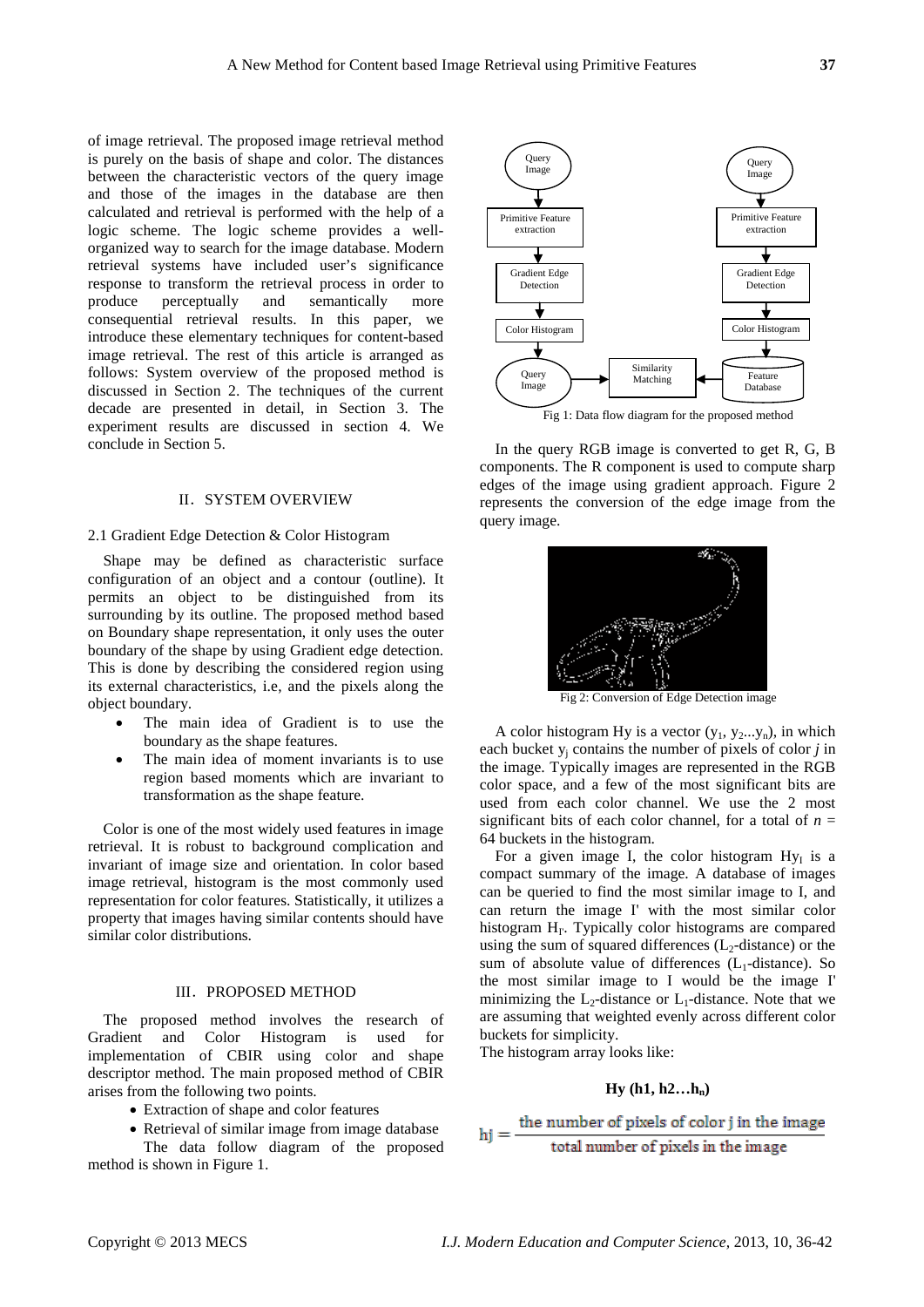of image retrieval. The proposed image retrieval method is purely on the basis of shape and color. The distances between the characteristic vectors of the query image and those of the images in the database are then calculated and retrieval is performed with the help of a logic scheme. The logic scheme provides a well-organized way to search for the image database. Modern retrieval systems have included user's significance response to transform the retrieval process in order to produce perceptually and semantically more consequential retrieval results. In this paper, we introduce these elementary techniques for content-based image retrieval. The rest of this article is arranged as follows: System overview of the proposed method is discussed in Section 2. The techniques of the current decade are presented in detail, in Section 3. The experiment results are discussed in section 4. We conclude in Section 5.

## II. SYSTEM OVERVIEW

### 2.1 Gradient Edge Detection & Color Histogram

Shape may be defined as characteristic surface configuration of an object and a contour (outline). It permits an object to be distinguished from its surrounding by its outline. The proposed method based on Boundary shape representation, it only uses the outer boundary of the shape by using Gradient edge detection. This is done by describing the considered region using its external characteristics, i.e, and the pixels along the object boundary.

- The main idea of Gradient is to use the boundary as the shape features.
- The main idea of moment invariants is to use region based moments which are invariant to transformation as the shape feature.

Color is one of the most widely used features in image retrieval. It is robust to background complication and invariant of image size and orientation. In color based image retrieval, histogram is the most commonly used representation for color features. Statistically, it utilizes a property that images having similar contents should have similar color distributions.

## III. PROPOSED METHOD

The proposed method involves the research of Gradient and Color Histogram is used for implementation of CBIR using color and shape descriptor method. The main proposed method of CBIR arises from the following two points.

- Extraction of shape and color features
- Retrieval of similar image from image database

The data follow diagram of the proposed method is shown in Figure 1.

Fig 1: Data flow diagram for the proposed method

In the query RGB image is converted to get R, G, B components. The R component is used to compute sharp edges of the image using gradient approach. Figure 2 represents the conversion of the edge image from the query image.

Fig 2: Conversion of Edge Detection image

A color histogram Hy is a vector $(y_1, y_2 ... y_n)$, in which each bucket $y_j$ contains the number of pixels of color $j$ in the image. Typically images are represented in the RGB color space, and a few of the most significant bits are used from each color channel. We use the 2 most significant bits of each color channel, for a total of $n = 64$ buckets in the histogram.

For a given image I, the color histogram $Hy_I$ is a compact summary of the image. A database of images can be queried to find the most similar image to I, and can return the image I' with the most similar color histogram $H_{I'}$. Typically color histograms are compared using the sum of squared differences ($L_2$-distance) or the sum of absolute value of differences ($L_1$-distance). So the most similar image to I would be the image I' minimizing the $L_2$-distance or $L_1$-distance. Note that we are assuming that weighted evenly across different color buckets for simplicity.

The histogram array looks like:

$$\mathbf{Hy\ (h1, h2 \ldots h_n)}$$

$$hj = \frac{\text{the number of pixels of color j in the image}}{\text{total number of pixels in the image}}$$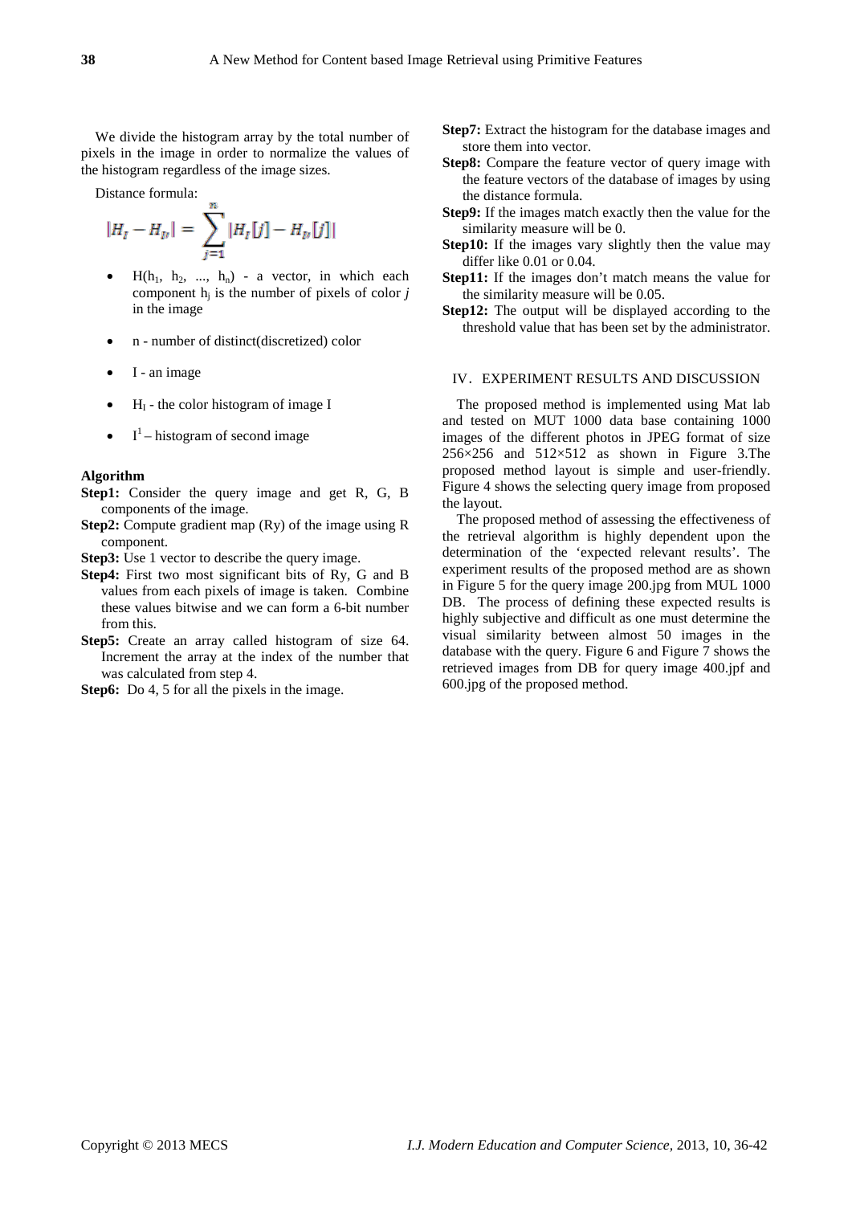We divide the histogram array by the total number of pixels in the image in order to normalize the values of the histogram regardless of the image sizes.

Distance formula:

$$|H_I - H_{I'}| = \sum_{j=1}^{n} |H_I[j] - H_{I'}[j]|$$

- $H(h_1, h_2, ..., h_n)$ - a vector, in which each component $h_j$ is the number of pixels of color *j* in the image
- n - number of distinct(discretized) color
- I - an image
- $H_I$ - the color histogram of image I
- $I^1$ – histogram of second image

**Algorithm**

**Step1:** Consider the query image and get R, G, B components of the image.

**Step2:** Compute gradient map (Ry) of the image using R component.

**Step3:** Use 1 vector to describe the query image.

**Step4:** First two most significant bits of Ry, G and B values from each pixels of image is taken. Combine these values bitwise and we can form a 6-bit number from this.

**Step5:** Create an array called histogram of size 64. Increment the array at the index of the number that was calculated from step 4.

**Step6:** Do 4, 5 for all the pixels in the image.

**Step7:** Extract the histogram for the database images and store them into vector.

**Step8:** Compare the feature vector of query image with the feature vectors of the database of images by using the distance formula.

**Step9:** If the images match exactly then the value for the similarity measure will be 0.

**Step10:** If the images vary slightly then the value may differ like 0.01 or 0.04.

**Step11:** If the images don't match means the value for the similarity measure will be 0.05.

**Step12:** The output will be displayed according to the threshold value that has been set by the administrator.

## IV. EXPERIMENT RESULTS AND DISCUSSION

The proposed method is implemented using Mat lab and tested on MUT 1000 data base containing 1000 images of the different photos in JPEG format of size 256×256 and 512×512 as shown in Figure 3.The proposed method layout is simple and user-friendly. Figure 4 shows the selecting query image from proposed the layout.

The proposed method of assessing the effectiveness of the retrieval algorithm is highly dependent upon the determination of the 'expected relevant results'. The experiment results of the proposed method are as shown in Figure 5 for the query image 200.jpg from MUL 1000 DB. The process of defining these expected results is highly subjective and difficult as one must determine the visual similarity between almost 50 images in the database with the query. Figure 6 and Figure 7 shows the retrieved images from DB for query image 400.jpf and 600.jpg of the proposed method.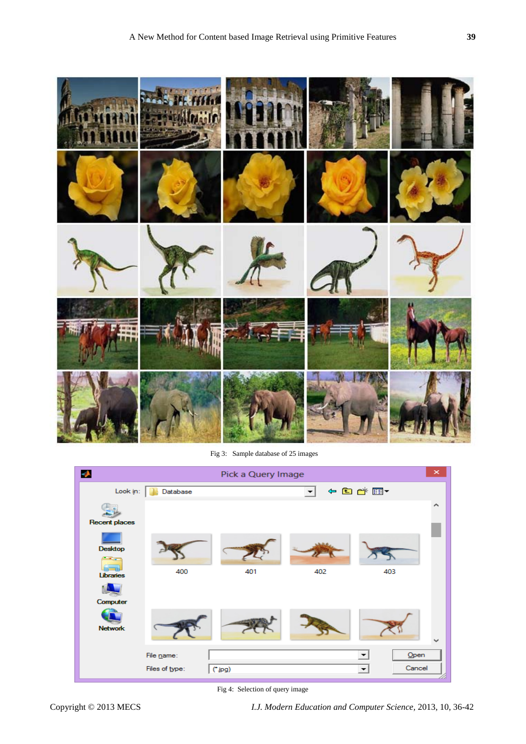Fig 3: Sample database of 25 images

Fig 4: Selection of query image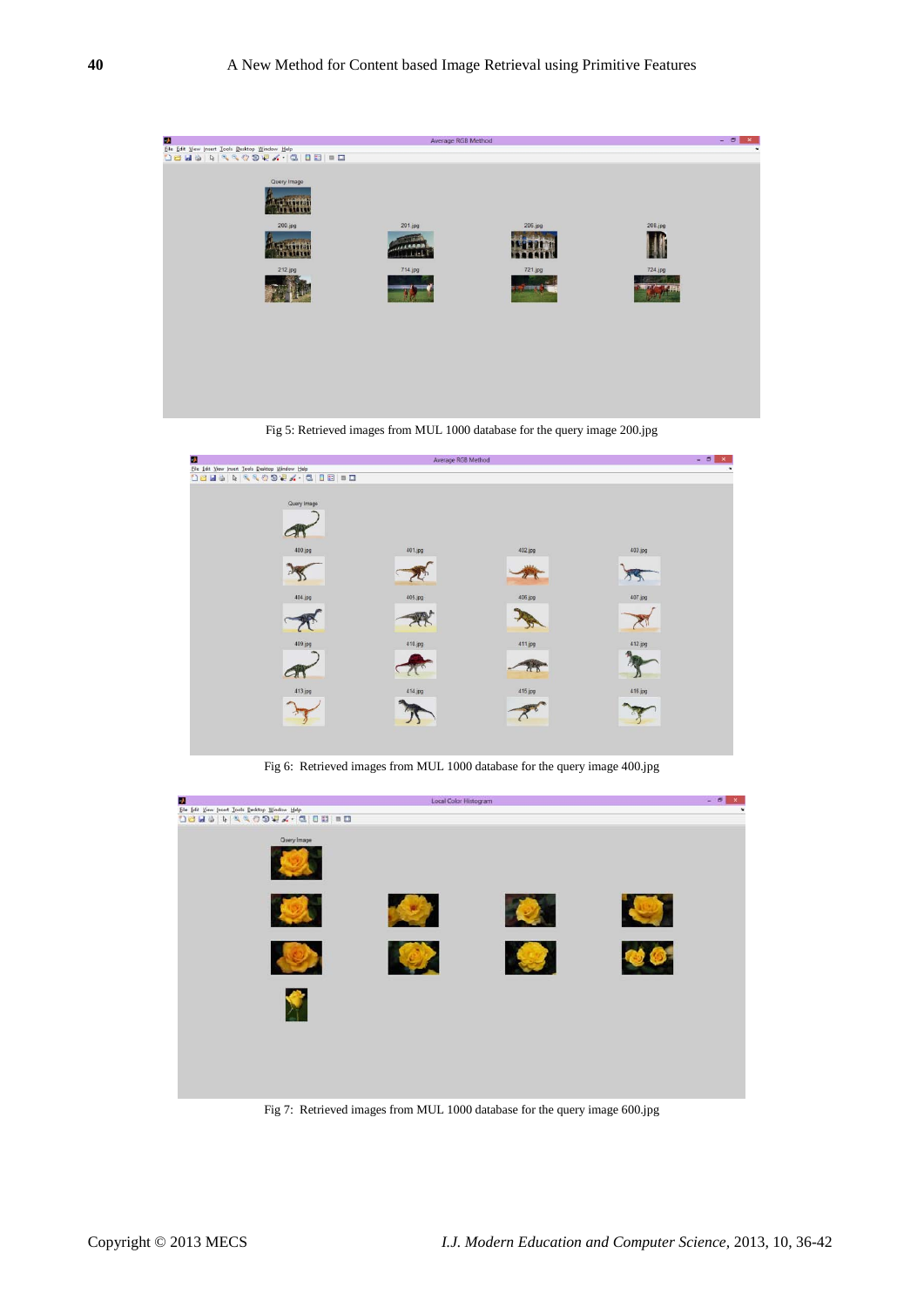Fig 5: Retrieved images from MUL 1000 database for the query image 200.jpg

Fig 6: Retrieved images from MUL 1000 database for the query image 400.jpg

Fig 7: Retrieved images from MUL 1000 database for the query image 600.jpg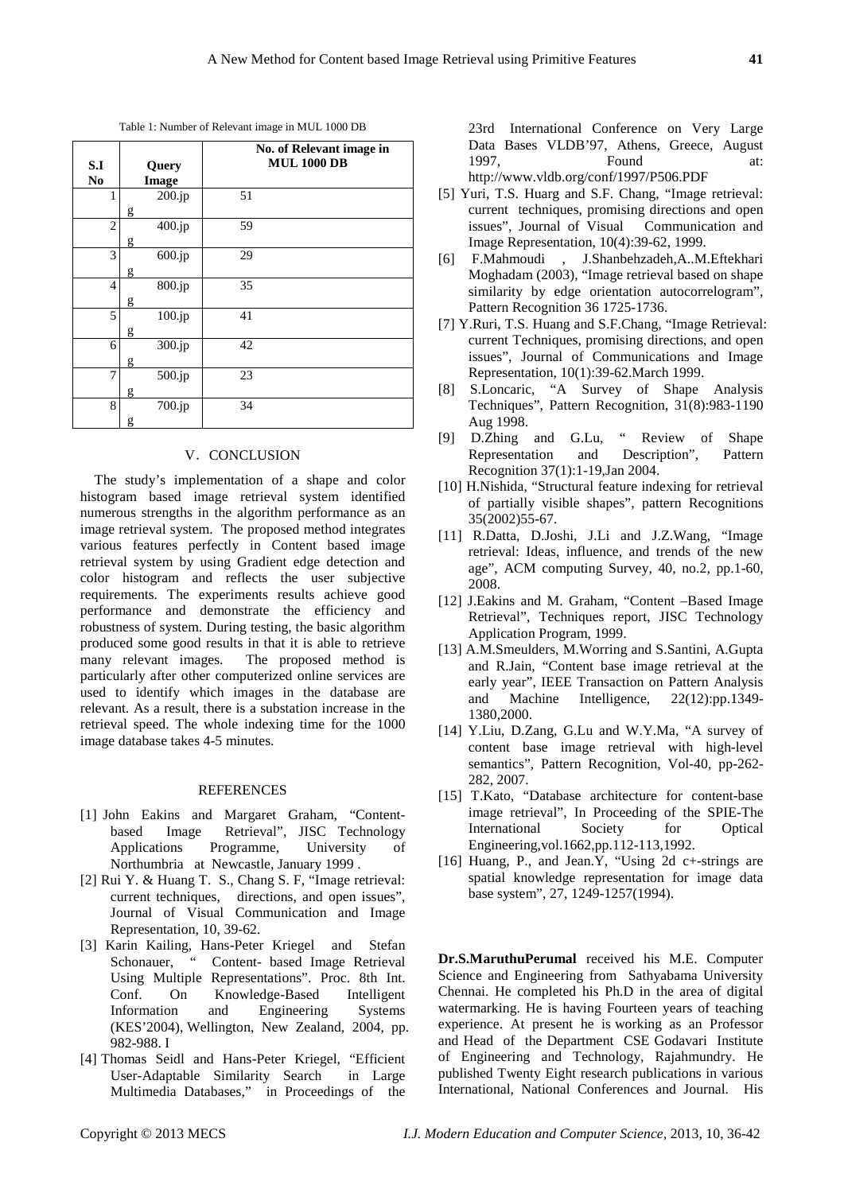Table 1: Number of Relevant image in MUL 1000 DB

| S.I No | Query Image | No. of Relevant image in MUL 1000 DB |
|---|---|---|
| 1 | 200.jpg | 51 |
| 2 | 400.jpg | 59 |
| 3 | 600.jpg | 29 |
| 4 | 800.jpg | 35 |
| 5 | 100.jpg | 41 |
| 6 | 300.jpg | 42 |
| 7 | 500.jpg | 23 |
| 8 | 700.jpg | 34 |

## V. CONCLUSION

The study's implementation of a shape and color histogram based image retrieval system identified numerous strengths in the algorithm performance as an image retrieval system. The proposed method integrates various features perfectly in Content based image retrieval system by using Gradient edge detection and color histogram and reflects the user subjective requirements. The experiments results achieve good performance and demonstrate the efficiency and robustness of system. During testing, the basic algorithm produced some good results in that it is able to retrieve many relevant images. The proposed method is particularly after other computerized online services are used to identify which images in the database are relevant. As a result, there is a substation increase in the retrieval speed. The whole indexing time for the 1000 image database takes 4-5 minutes.

## REFERENCES

[1] John Eakins and Margaret Graham, "Content-based Image Retrieval", JISC Technology Applications Programme, University of Northumbria at Newcastle, January 1999 .

[2] Rui Y. & Huang T. S., Chang S. F, "Image retrieval: current techniques, directions, and open issues", Journal of Visual Communication and Image Representation, 10, 39-62.

[3] Karin Kailing, Hans-Peter Kriegel and Stefan Schonauer, " Content- based Image Retrieval Using Multiple Representations". Proc. 8th Int. Conf. On Knowledge-Based Intelligent Information and Engineering Systems (KES'2004), Wellington, New Zealand, 2004, pp. 982-988. I

[4] Thomas Seidl and Hans-Peter Kriegel, "Efficient User-Adaptable Similarity Search in Large Multimedia Databases," in Proceedings of the 23rd International Conference on Very Large Data Bases VLDB'97, Athens, Greece, August 1997, Found at: http://www.vldb.org/conf/1997/P506.PDF

[5] Yuri, T.S. Huarg and S.F. Chang, "Image retrieval: current techniques, promising directions and open issues", Journal of Visual Communication and Image Representation, 10(4):39-62, 1999.

[6] F.Mahmoudi , J.Shanbehzadeh,A..M.Eftekhari Moghadam (2003), "Image retrieval based on shape similarity by edge orientation autocorrelogram", Pattern Recognition 36 1725-1736.

[7] Y.Ruri, T.S. Huang and S.F.Chang, "Image Retrieval: current Techniques, promising directions, and open issues", Journal of Communications and Image Representation, 10(1):39-62.March 1999.

[8] S.Loncaric, "A Survey of Shape Analysis Techniques", Pattern Recognition, 31(8):983-1190 Aug 1998.

[9] D.Zhing and G.Lu, " Review of Shape Representation and Description", Pattern Recognition 37(1):1-19,Jan 2004.

[10] H.Nishida, "Structural feature indexing for retrieval of partially visible shapes", pattern Recognitions 35(2002)55-67.

[11] R.Datta, D.Joshi, J.Li and J.Z.Wang, "Image retrieval: Ideas, influence, and trends of the new age", ACM computing Survey, 40, no.2, pp.1-60, 2008.

[12] J.Eakins and M. Graham, "Content –Based Image Retrieval", Techniques report, JISC Technology Application Program, 1999.

[13] A.M.Smeulders, M.Worring and S.Santini, A.Gupta and R.Jain, "Content base image retrieval at the early year", IEEE Transaction on Pattern Analysis and Machine Intelligence, 22(12):pp.1349-1380,2000.

[14] Y.Liu, D.Zang, G.Lu and W.Y.Ma, "A survey of content base image retrieval with high-level semantics", Pattern Recognition, Vol-40, pp-262-282, 2007.

[15] T.Kato, "Database architecture for content-base image retrieval", In Proceeding of the SPIE-The International Society for Optical Engineering,vol.1662,pp.112-113,1992.

[16] Huang, P., and Jean.Y, "Using 2d c+-strings are spatial knowledge representation for image data base system", 27, 1249-1257(1994).

**Dr.S.MaruthuPerumal** received his M.E. Computer Science and Engineering from Sathyabama University Chennai. He completed his Ph.D in the area of digital watermarking. He is having Fourteen years of teaching experience. At present he is working as an Professor and Head of the Department CSE Godavari Institute of Engineering and Technology, Rajahmundry. He published Twenty Eight research publications in various International, National Conferences and Journal. His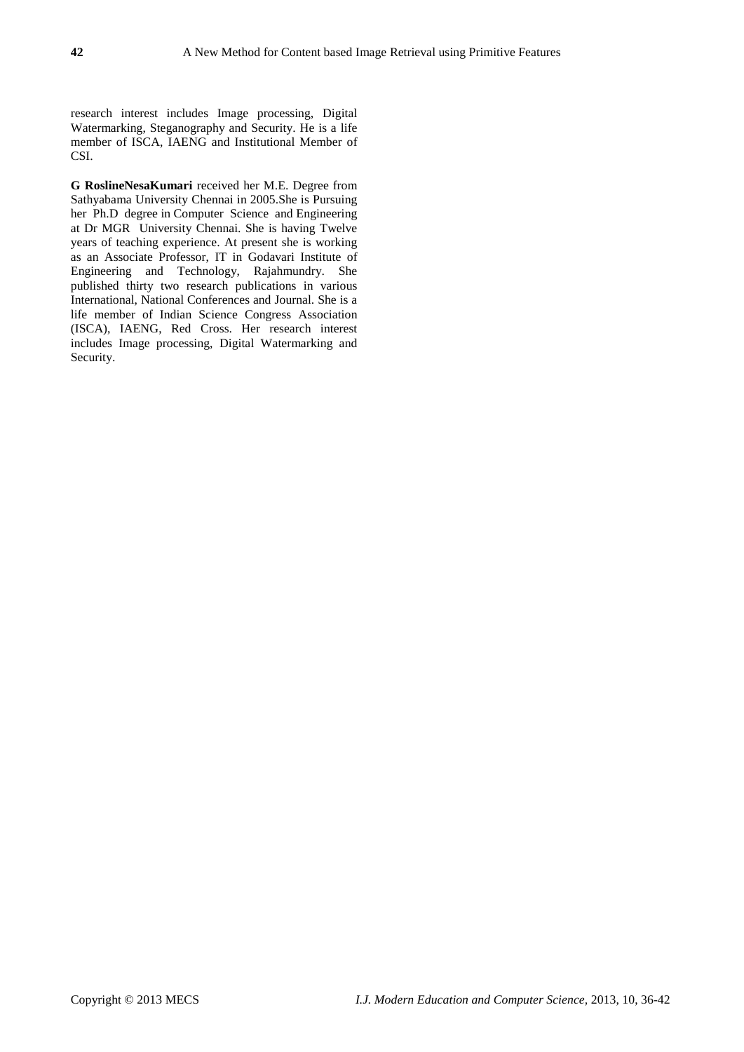research interest includes Image processing, Digital Watermarking, Steganography and Security. He is a life member of ISCA, IAENG and Institutional Member of CSI.

**G RoslineNesaKumari** received her M.E. Degree from Sathyabama University Chennai in 2005.She is Pursuing her Ph.D degree in Computer Science and Engineering at Dr MGR University Chennai. She is having Twelve years of teaching experience. At present she is working as an Associate Professor, IT in Godavari Institute of Engineering and Technology, Rajahmundry. She published thirty two research publications in various International, National Conferences and Journal. She is a life member of Indian Science Congress Association (ISCA), IAENG, Red Cross. Her research interest includes Image processing, Digital Watermarking and Security.